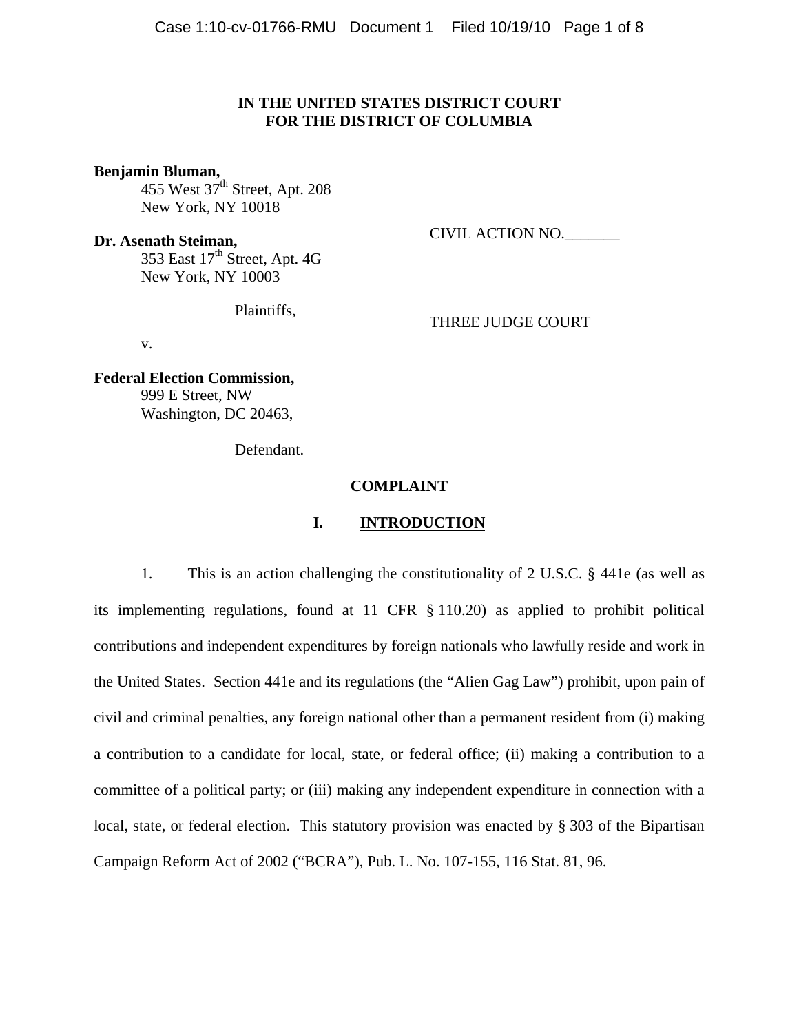**IN THE UNITED STATES DISTRICT COURT**
**FOR THE DISTRICT OF COLUMBIA**

**Benjamin Bluman,**
455 West 37th Street, Apt. 208
New York, NY 10018

**Dr. Asenath Steiman,**
353 East 17th Street, Apt. 4G
New York, NY 10003

Plaintiffs,

v.

**Federal Election Commission,**
999 E Street, NW
Washington, DC 20463,

Defendant.

CIVIL ACTION NO.________

THREE JUDGE COURT

## COMPLAINT

### I. INTRODUCTION

1. This is an action challenging the constitutionality of 2 U.S.C. § 441e (as well as its implementing regulations, found at 11 CFR § 110.20) as applied to prohibit political contributions and independent expenditures by foreign nationals who lawfully reside and work in the United States. Section 441e and its regulations (the "Alien Gag Law") prohibit, upon pain of civil and criminal penalties, any foreign national other than a permanent resident from (i) making a contribution to a candidate for local, state, or federal office; (ii) making a contribution to a committee of a political party; or (iii) making any independent expenditure in connection with a local, state, or federal election. This statutory provision was enacted by § 303 of the Bipartisan Campaign Reform Act of 2002 ("BCRA"), Pub. L. No. 107-155, 116 Stat. 81, 96.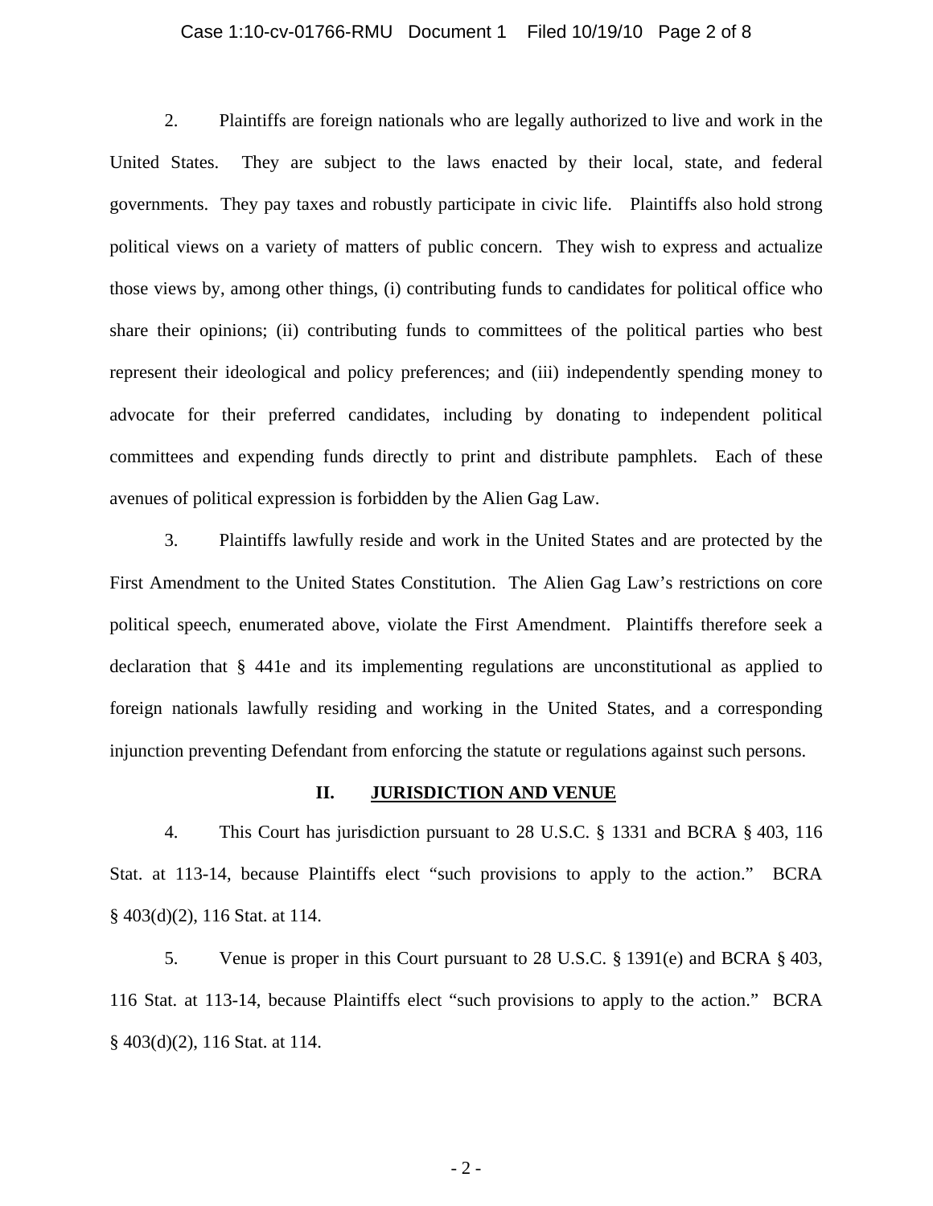2. Plaintiffs are foreign nationals who are legally authorized to live and work in the United States. They are subject to the laws enacted by their local, state, and federal governments. They pay taxes and robustly participate in civic life. Plaintiffs also hold strong political views on a variety of matters of public concern. They wish to express and actualize those views by, among other things, (i) contributing funds to candidates for political office who share their opinions; (ii) contributing funds to committees of the political parties who best represent their ideological and policy preferences; and (iii) independently spending money to advocate for their preferred candidates, including by donating to independent political committees and expending funds directly to print and distribute pamphlets. Each of these avenues of political expression is forbidden by the Alien Gag Law.

3. Plaintiffs lawfully reside and work in the United States and are protected by the First Amendment to the United States Constitution. The Alien Gag Law's restrictions on core political speech, enumerated above, violate the First Amendment. Plaintiffs therefore seek a declaration that § 441e and its implementing regulations are unconstitutional as applied to foreign nationals lawfully residing and working in the United States, and a corresponding injunction preventing Defendant from enforcing the statute or regulations against such persons.

## II. JURISDICTION AND VENUE

4. This Court has jurisdiction pursuant to 28 U.S.C. § 1331 and BCRA § 403, 116 Stat. at 113-14, because Plaintiffs elect "such provisions to apply to the action." BCRA § 403(d)(2), 116 Stat. at 114.

5. Venue is proper in this Court pursuant to 28 U.S.C. § 1391(e) and BCRA § 403, 116 Stat. at 113-14, because Plaintiffs elect "such provisions to apply to the action." BCRA § 403(d)(2), 116 Stat. at 114.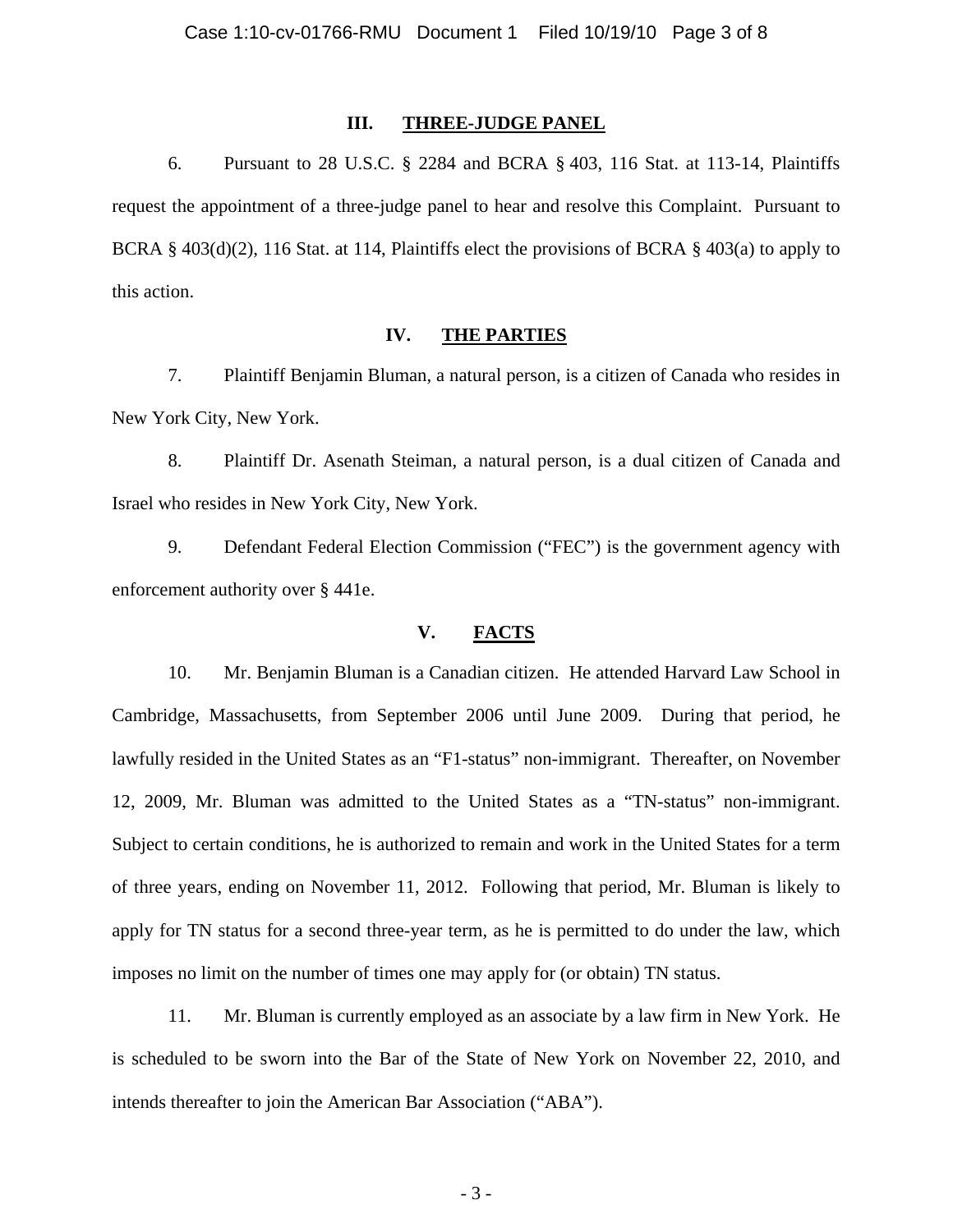## III. THREE-JUDGE PANEL

6. Pursuant to 28 U.S.C. § 2284 and BCRA § 403, 116 Stat. at 113-14, Plaintiffs request the appointment of a three-judge panel to hear and resolve this Complaint. Pursuant to BCRA § 403(d)(2), 116 Stat. at 114, Plaintiffs elect the provisions of BCRA § 403(a) to apply to this action.

## IV. THE PARTIES

7. Plaintiff Benjamin Bluman, a natural person, is a citizen of Canada who resides in New York City, New York.

8. Plaintiff Dr. Asenath Steiman, a natural person, is a dual citizen of Canada and Israel who resides in New York City, New York.

9. Defendant Federal Election Commission ("FEC") is the government agency with enforcement authority over § 441e.

## V. FACTS

10. Mr. Benjamin Bluman is a Canadian citizen. He attended Harvard Law School in Cambridge, Massachusetts, from September 2006 until June 2009. During that period, he lawfully resided in the United States as an "F1-status" non-immigrant. Thereafter, on November 12, 2009, Mr. Bluman was admitted to the United States as a "TN-status" non-immigrant. Subject to certain conditions, he is authorized to remain and work in the United States for a term of three years, ending on November 11, 2012. Following that period, Mr. Bluman is likely to apply for TN status for a second three-year term, as he is permitted to do under the law, which imposes no limit on the number of times one may apply for (or obtain) TN status.

11. Mr. Bluman is currently employed as an associate by a law firm in New York. He is scheduled to be sworn into the Bar of the State of New York on November 22, 2010, and intends thereafter to join the American Bar Association ("ABA").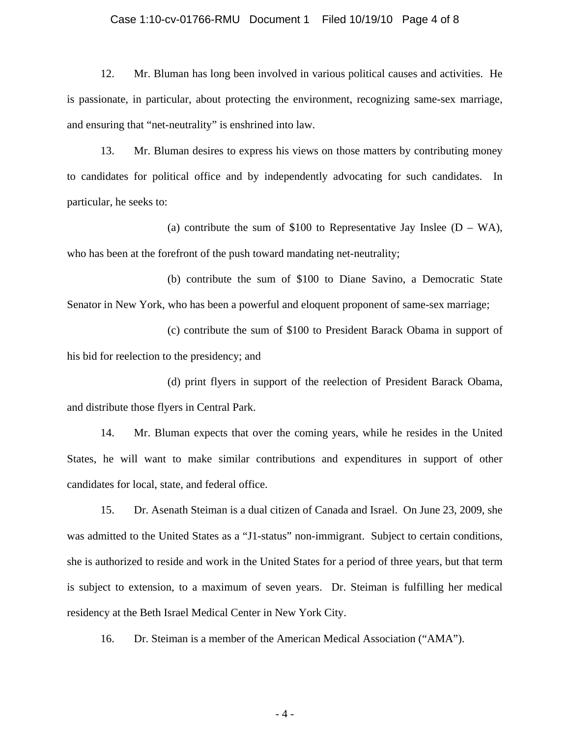12. Mr. Bluman has long been involved in various political causes and activities. He is passionate, in particular, about protecting the environment, recognizing same-sex marriage, and ensuring that "net-neutrality" is enshrined into law.

13. Mr. Bluman desires to express his views on those matters by contributing money to candidates for political office and by independently advocating for such candidates. In particular, he seeks to:

(a) contribute the sum of $100 to Representative Jay Inslee (D – WA), who has been at the forefront of the push toward mandating net-neutrality;

(b) contribute the sum of $100 to Diane Savino, a Democratic State Senator in New York, who has been a powerful and eloquent proponent of same-sex marriage;

(c) contribute the sum of $100 to President Barack Obama in support of his bid for reelection to the presidency; and

(d) print flyers in support of the reelection of President Barack Obama, and distribute those flyers in Central Park.

14. Mr. Bluman expects that over the coming years, while he resides in the United States, he will want to make similar contributions and expenditures in support of other candidates for local, state, and federal office.

15. Dr. Asenath Steiman is a dual citizen of Canada and Israel. On June 23, 2009, she was admitted to the United States as a "J1-status" non-immigrant. Subject to certain conditions, she is authorized to reside and work in the United States for a period of three years, but that term is subject to extension, to a maximum of seven years. Dr. Steiman is fulfilling her medical residency at the Beth Israel Medical Center in New York City.

16. Dr. Steiman is a member of the American Medical Association ("AMA").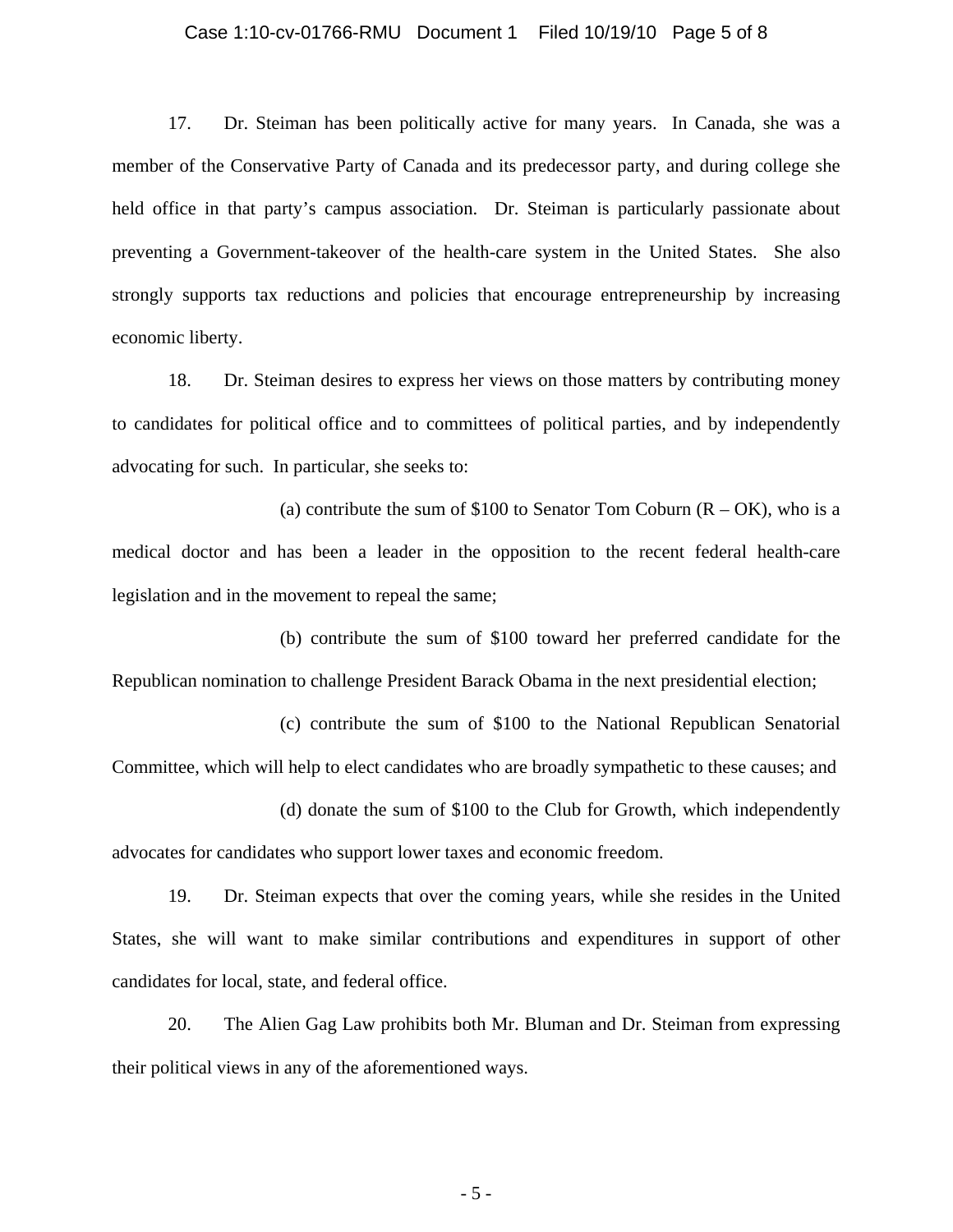17. Dr. Steiman has been politically active for many years. In Canada, she was a member of the Conservative Party of Canada and its predecessor party, and during college she held office in that party's campus association. Dr. Steiman is particularly passionate about preventing a Government-takeover of the health-care system in the United States. She also strongly supports tax reductions and policies that encourage entrepreneurship by increasing economic liberty.

18. Dr. Steiman desires to express her views on those matters by contributing money to candidates for political office and to committees of political parties, and by independently advocating for such. In particular, she seeks to:

(a) contribute the sum of $100 to Senator Tom Coburn (R – OK), who is a medical doctor and has been a leader in the opposition to the recent federal health-care legislation and in the movement to repeal the same;

(b) contribute the sum of $100 toward her preferred candidate for the Republican nomination to challenge President Barack Obama in the next presidential election;

(c) contribute the sum of $100 to the National Republican Senatorial Committee, which will help to elect candidates who are broadly sympathetic to these causes; and

(d) donate the sum of $100 to the Club for Growth, which independently advocates for candidates who support lower taxes and economic freedom.

19. Dr. Steiman expects that over the coming years, while she resides in the United States, she will want to make similar contributions and expenditures in support of other candidates for local, state, and federal office.

20. The Alien Gag Law prohibits both Mr. Bluman and Dr. Steiman from expressing their political views in any of the aforementioned ways.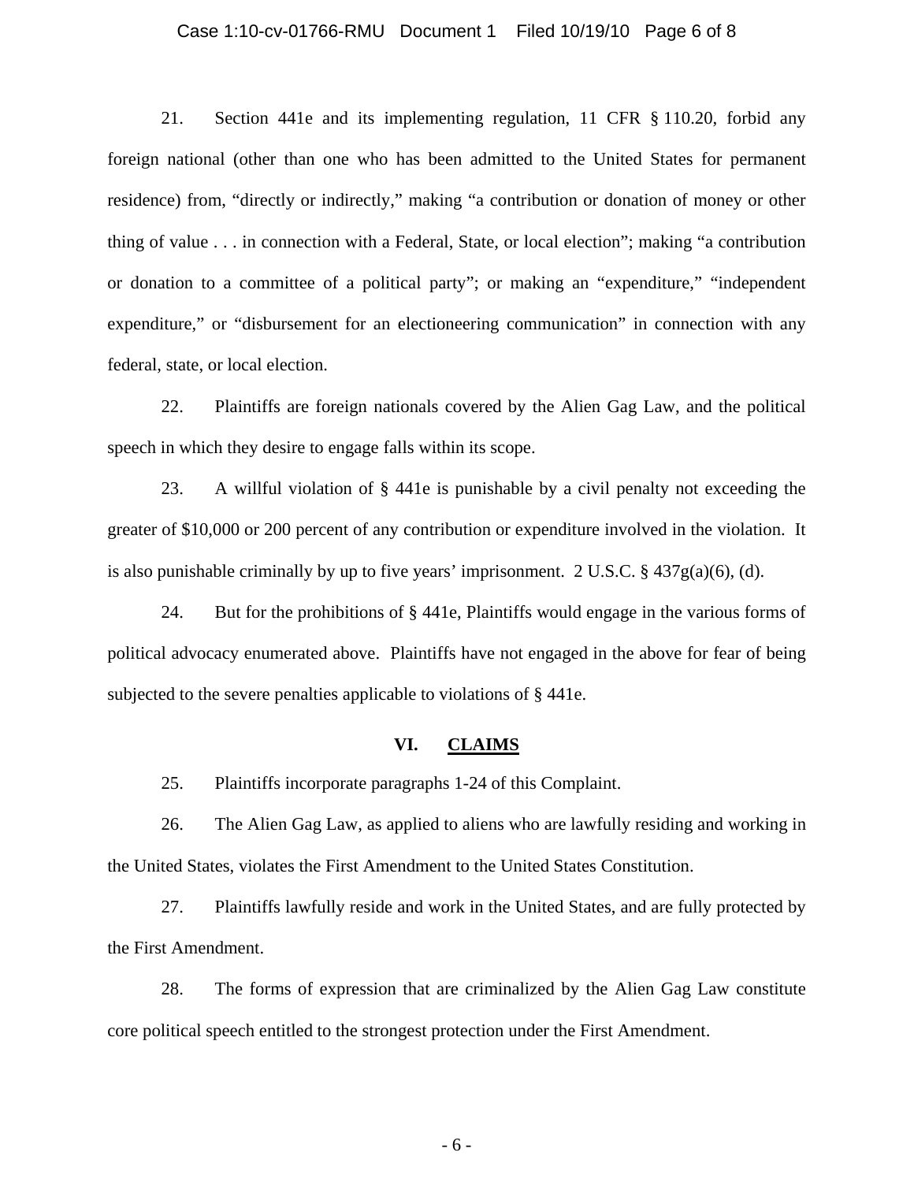21. Section 441e and its implementing regulation, 11 CFR § 110.20, forbid any foreign national (other than one who has been admitted to the United States for permanent residence) from, "directly or indirectly," making "a contribution or donation of money or other thing of value . . . in connection with a Federal, State, or local election"; making "a contribution or donation to a committee of a political party"; or making an "expenditure," "independent expenditure," or "disbursement for an electioneering communication" in connection with any federal, state, or local election.

22. Plaintiffs are foreign nationals covered by the Alien Gag Law, and the political speech in which they desire to engage falls within its scope.

23. A willful violation of § 441e is punishable by a civil penalty not exceeding the greater of $10,000 or 200 percent of any contribution or expenditure involved in the violation. It is also punishable criminally by up to five years' imprisonment. 2 U.S.C. § 437g(a)(6), (d).

24. But for the prohibitions of § 441e, Plaintiffs would engage in the various forms of political advocacy enumerated above. Plaintiffs have not engaged in the above for fear of being subjected to the severe penalties applicable to violations of § 441e.

## VI. CLAIMS

25. Plaintiffs incorporate paragraphs 1-24 of this Complaint.

26. The Alien Gag Law, as applied to aliens who are lawfully residing and working in the United States, violates the First Amendment to the United States Constitution.

27. Plaintiffs lawfully reside and work in the United States, and are fully protected by the First Amendment.

28. The forms of expression that are criminalized by the Alien Gag Law constitute core political speech entitled to the strongest protection under the First Amendment.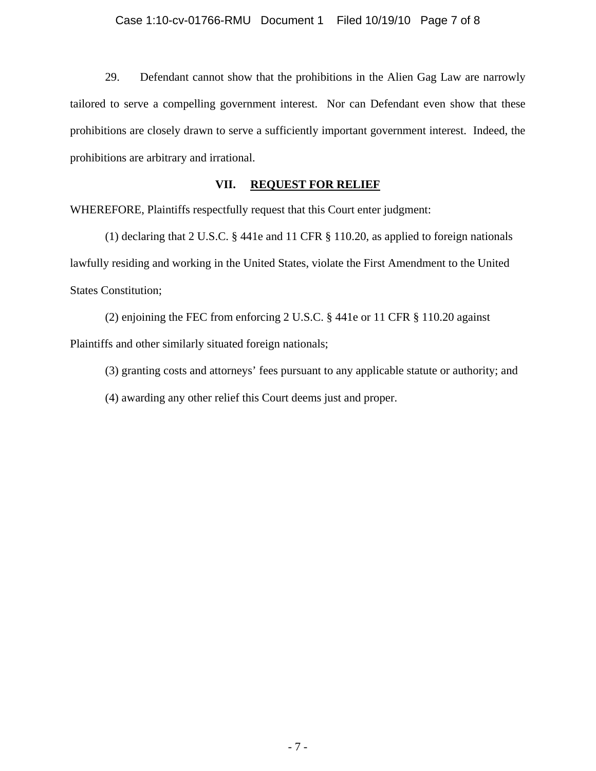29. Defendant cannot show that the prohibitions in the Alien Gag Law are narrowly tailored to serve a compelling government interest. Nor can Defendant even show that these prohibitions are closely drawn to serve a sufficiently important government interest. Indeed, the prohibitions are arbitrary and irrational.

## VII. REQUEST FOR RELIEF

WHEREFORE, Plaintiffs respectfully request that this Court enter judgment:

(1) declaring that 2 U.S.C. § 441e and 11 CFR § 110.20, as applied to foreign nationals lawfully residing and working in the United States, violate the First Amendment to the United States Constitution;

(2) enjoining the FEC from enforcing 2 U.S.C. § 441e or 11 CFR § 110.20 against Plaintiffs and other similarly situated foreign nationals;

(3) granting costs and attorneys' fees pursuant to any applicable statute or authority; and

(4) awarding any other relief this Court deems just and proper.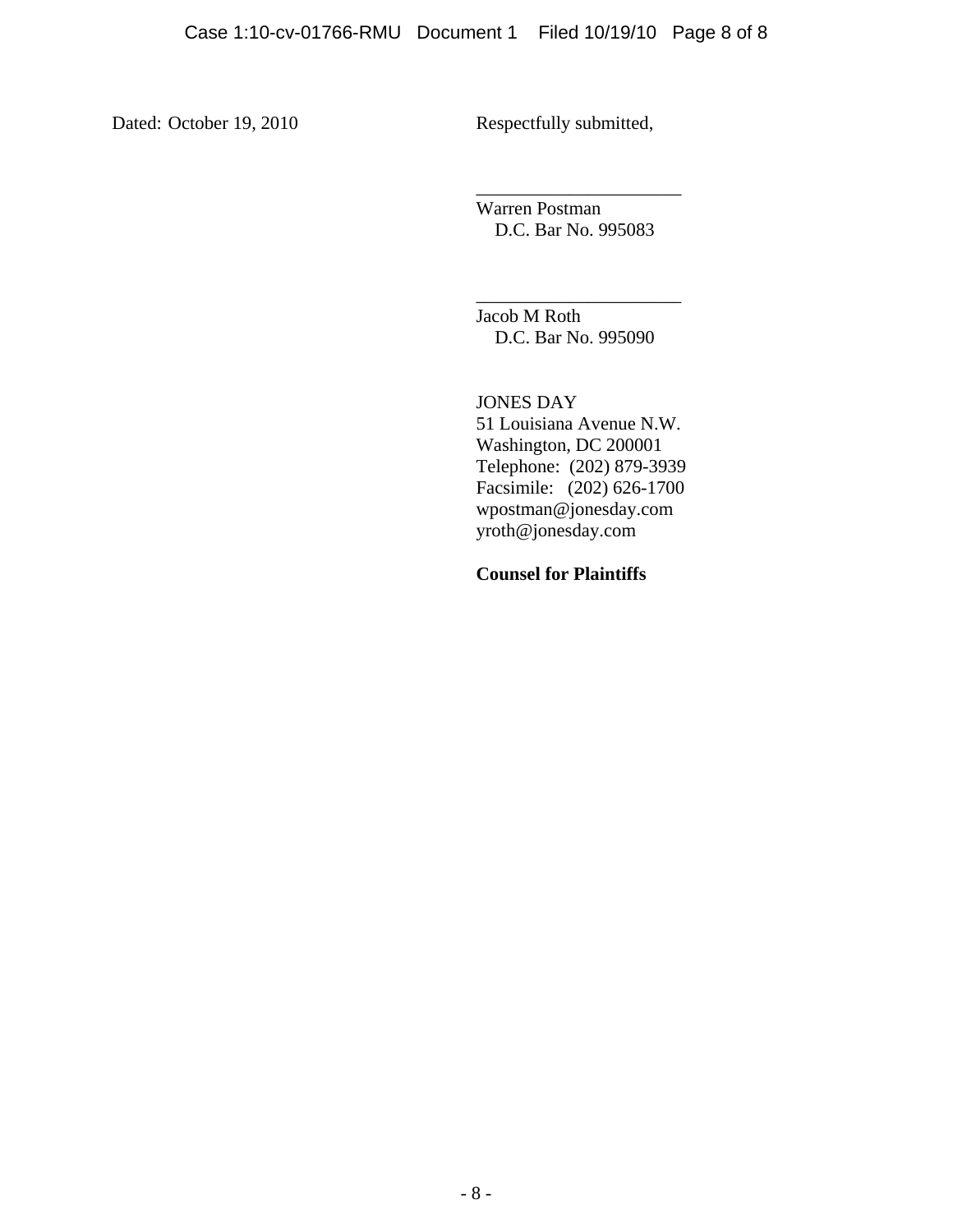Dated: October 19, 2010

Respectfully submitted,

\_\_\_\_\_\_\_\_\_\_\_\_\_\_\_\_\_\_\_\_\_\_

Warren Postman
D.C. Bar No. 995083

\_\_\_\_\_\_\_\_\_\_\_\_\_\_\_\_\_\_\_\_\_\_

Jacob M Roth
D.C. Bar No. 995090

JONES DAY
51 Louisiana Avenue N.W.
Washington, DC 200001
Telephone: (202) 879-3939
Facsimile: (202) 626-1700
wpostman@jonesday.com
yroth@jonesday.com

**Counsel for Plaintiffs**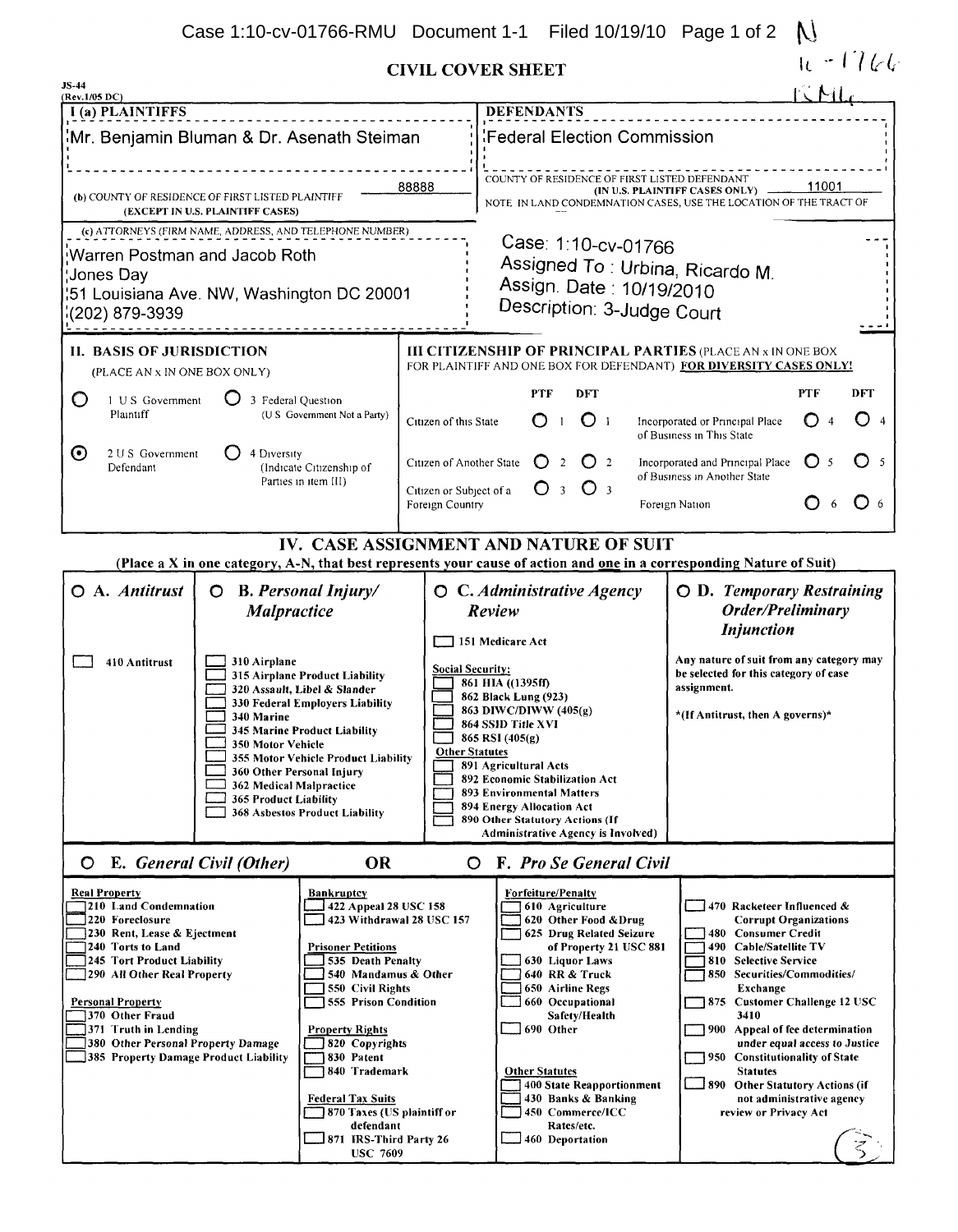Case 1:10-cv-01766-RMU Document 1-1 Filed 10/19/10

# CIVIL COVER SHEET

JS-44
(Rev.1/05 DC)

| I (a) PLAINTIFFS | DEFENDANTS |
|---|---|
| Mr. Benjamin Bluman & Dr. Asenath Steiman | Federal Election Commission |
| (b) COUNTY OF RESIDENCE OF FIRST LISTED PLAINTIFF 88888 (EXCEPT IN U.S. PLAINTIFF CASES) | COUNTY OF RESIDENCE OF FIRST LISTED DEFENDANT 11001 (IN U.S. PLAINTIFF CASES ONLY) NOTE: IN LAND CONDEMNATION CASES, USE THE LOCATION OF THE TRACT OF |
| (c) ATTORNEYS (FIRM NAME, ADDRESS, AND TELEPHONE NUMBER) Warren Postman and Jacob Roth, Jones Day, 51 Louisiana Ave. NW, Washington DC 20001, (202) 879-3939 | Case: 1:10-cv-01766 Assigned To : Urbina, Ricardo M. Assign. Date : 10/19/2010 Description: 3-Judge Court |

**II. BASIS OF JURISDICTION** (PLACE AN x IN ONE BOX ONLY)

- ○ 1 U.S. Government Plaintiff
- ○ 3 Federal Question (U.S. Government Not a Party)
- ⊙ 2 U.S. Government Defendant
- ○ 4 Diversity (Indicate Citizenship of Parties in item III)

**III CITIZENSHIP OF PRINCIPAL PARTIES** (PLACE AN x IN ONE BOX FOR PLAINTIFF AND ONE BOX FOR DEFENDANT) **FOR DIVERSITY CASES ONLY!**

| | PTF | DFT | | PTF | DFT |
|---|---|---|---|---|---|
| Citizen of this State | ○ 1 | ○ 1 | Incorporated or Principal Place of Business in This State | ○ 4 | ○ 4 |
| Citizen of Another State | ○ 2 | ○ 2 | Incorporated and Principal Place of Business in Another State | ○ 5 | ○ 5 |
| Citizen or Subject of a Foreign Country | ○ 3 | ○ 3 | Foreign Nation | ○ 6 | ○ 6 |

## IV. CASE ASSIGNMENT AND NATURE OF SUIT

**(Place a X in one category, A-N, that best represents your cause of action and one in a corresponding Nature of Suit)**

**○ A. *Antitrust***

- ☐ 410 Antitrust

**○ B. *Personal Injury/Malpractice***

- ☐ 310 Airplane
- ☐ 315 Airplane Product Liability
- ☐ 320 Assault, Libel & Slander
- ☐ 330 Federal Employers Liability
- ☐ 340 Marine
- ☐ 345 Marine Product Liability
- ☐ 350 Motor Vehicle
- ☐ 355 Motor Vehicle Product Liability
- ☐ 360 Other Personal Injury
- ☐ 362 Medical Malpractice
- ☐ 365 Product Liability
- ☐ 368 Asbestos Product Liability

**○ C. *Administrative Agency Review***

- ☐ 151 Medicare Act

Social Security:

- ☐ 861 HIA ((1395ff)
- ☐ 862 Black Lung (923)
- ☐ 863 DIWC/DIWW (405(g)
- ☐ 864 SSID Title XVI
- ☐ 865 RSI (405(g)

Other Statutes

- ☐ 891 Agricultural Acts
- ☐ 892 Economic Stabilization Act
- ☐ 893 Environmental Matters
- ☐ 894 Energy Allocation Act
- ☐ 890 Other Statutory Actions (If Administrative Agency is Involved)

**○ D. *Temporary Restraining Order/Preliminary Injunction***

Any nature of suit from any category may be selected for this category of case assignment.

*(If Antitrust, then A governs)*

**○ E. *General Civil (Other)*** **OR** **○ F. *Pro Se General Civil***

Real Property

- ☐ 210 Land Condemnation
- ☐ 220 Foreclosure
- ☐ 230 Rent, Lease & Ejectment
- ☐ 240 Torts to Land
- ☐ 245 Tort Product Liability
- ☐ 290 All Other Real Property

Personal Property

- ☐ 370 Other Fraud
- ☐ 371 Truth in Lending
- ☐ 380 Other Personal Property Damage
- ☐ 385 Property Damage Product Liability

Bankruptcy

- ☐ 422 Appeal 28 USC 158
- ☐ 423 Withdrawal 28 USC 157

Prisoner Petitions

- ☐ 535 Death Penalty
- ☐ 540 Mandamus & Other
- ☐ 550 Civil Rights
- ☐ 555 Prison Condition

Property Rights

- ☐ 820 Copyrights
- ☐ 830 Patent
- ☐ 840 Trademark

Federal Tax Suits

- ☐ 870 Taxes (US plaintiff or defendant
- ☐ 871 IRS-Third Party 26 USC 7609

Forfeiture/Penalty

- ☐ 610 Agriculture
- ☐ 620 Other Food &Drug
- ☐ 625 Drug Related Seizure of Property 21 USC 881
- ☐ 630 Liquor Laws
- ☐ 640 RR & Truck
- ☐ 650 Airline Regs
- ☐ 660 Occupational Safety/Health
- ☐ 690 Other

Other Statutes

- ☐ 400 State Reapportionment
- ☐ 430 Banks & Banking
- ☐ 450 Commerce/ICC Rates/etc.
- ☐ 460 Deportation

- ☐ 470 Racketeer Influenced & Corrupt Organizations
- ☐ 480 Consumer Credit
- ☐ 490 Cable/Satellite TV
- ☐ 810 Selective Service
- ☐ 850 Securities/Commodities/Exchange
- ☐ 875 Customer Challenge 12 USC 3410
- ☐ 900 Appeal of fee determination under equal access to Justice
- ☐ 950 Constitutionality of State Statutes
- ☐ 890 Other Statutory Actions (if not administrative agency review or Privacy Act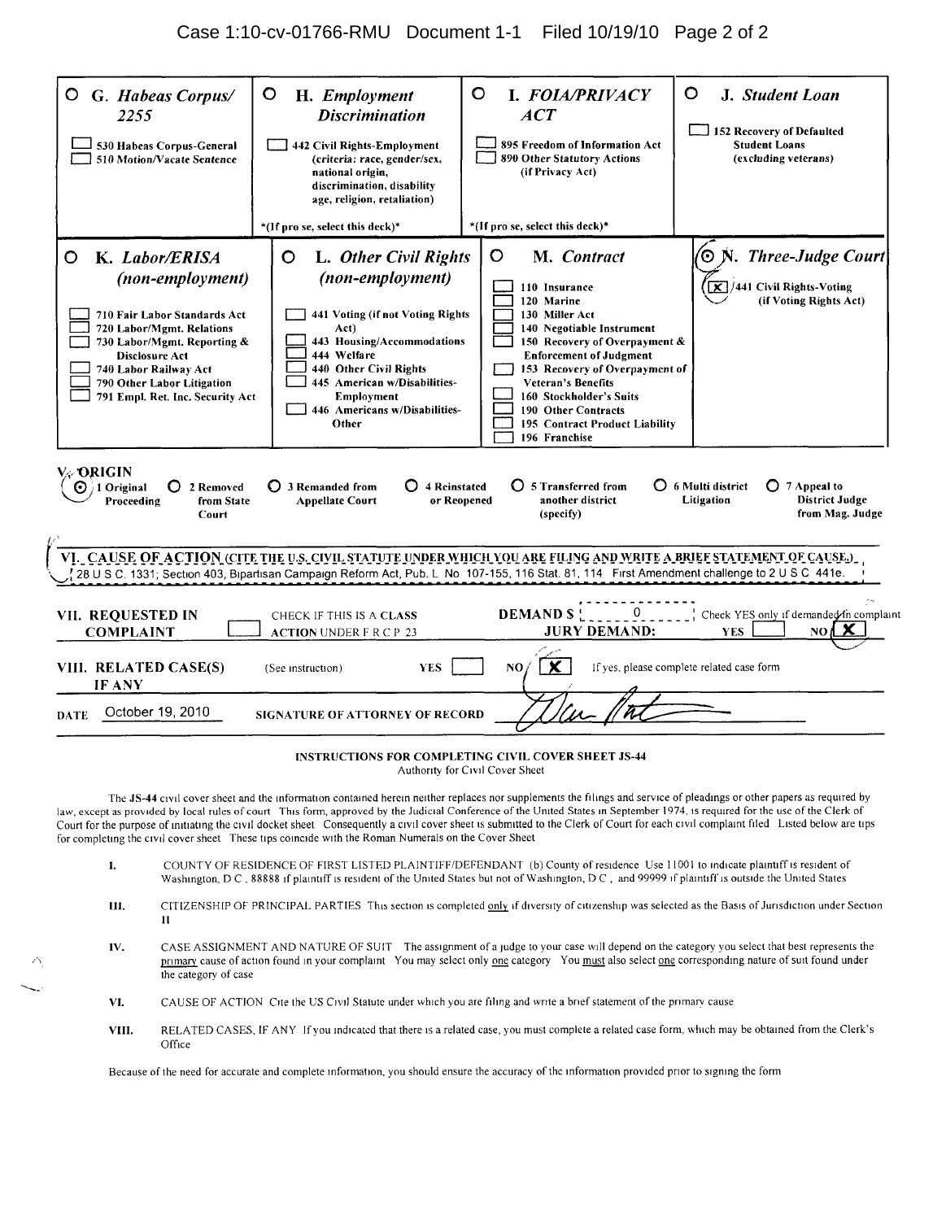| | | | |
|---|---|---|---|
| ○ **G. *Habeas Corpus/ 2255***<br><br>☐ 530 Habeas Corpus-General<br>☐ 510 Motion/Vacate Sentence | ○ **H. *Employment Discrimination***<br><br>☐ 442 Civil Rights-Employment (criteria: race, gender/sex, national origin, discrimination, disability age, religion, retaliation)<br><br>*(If pro se, select this deck)* | ○ **I. *FOIA/PRIVACY ACT***<br><br>☐ 895 Freedom of Information Act<br>☐ 890 Other Statutory Actions (if Privacy Act)<br><br>*(If pro se, select this deck)* | ○ **J. *Student Loan***<br><br>☐ 152 Recovery of Defaulted Student Loans (excluding veterans) |
| ○ **K. *Labor/ERISA (non-employment)***<br><br>☐ 710 Fair Labor Standards Act<br>☐ 720 Labor/Mgmt. Relations<br>☐ 730 Labor/Mgmt. Reporting & Disclosure Act<br>☐ 740 Labor Railway Act<br>☐ 790 Other Labor Litigation<br>☐ 791 Empl. Ret. Inc. Security Act | ○ **L. *Other Civil Rights (non-employment)***<br><br>☐ 441 Voting (if not Voting Rights Act)<br>☐ 443 Housing/Accommodations<br>☐ 444 Welfare<br>☐ 440 Other Civil Rights<br>☐ 445 American w/Disabilities-Employment<br>☐ 446 Americans w/Disabilities-Other | ○ **M. *Contract***<br><br>☐ 110 Insurance<br>☐ 120 Marine<br>☐ 130 Miller Act<br>☐ 140 Negotiable Instrument<br>☐ 150 Recovery of Overpayment & Enforcement of Judgment<br>☐ 153 Recovery of Overpayment of Veteran's Benefits<br>☐ 160 Stockholder's Suits<br>☐ 190 Other Contracts<br>☐ 195 Contract Product Liability<br>☐ 196 Franchise | ◉ **N. *Three-Judge Court***<br><br>☒ 441 Civil Rights-Voting (if Voting Rights Act) |

**V. ORIGIN**

◉ 1 Original Proceeding ○ 2 Removed from State Court ○ 3 Remanded from Appellate Court ○ 4 Reinstated or Reopened ○ 5 Transferred from another district (specify) ○ 6 Multi district Litigation ○ 7 Appeal to District Judge from Mag. Judge

**VI. CAUSE OF ACTION** (CITE THE U.S. CIVIL STATUTE UNDER WHICH YOU ARE FILING AND WRITE A BRIEF STATEMENT OF CAUSE.)

28 U.S.C. 1331; Section 403, Bipartisan Campaign Reform Act, Pub. L. No. 107-155, 116 Stat. 81, 114. First Amendment challenge to 2 U.S.C. 441e.

**VII. REQUESTED IN COMPLAINT** CHECK IF THIS IS A **CLASS ACTION** UNDER F.R.C.P. 23 ☐ **DEMAND $** 0 Check YES only if demanded in complaint **JURY DEMAND:** YES ☐ NO ☒

**VIII. RELATED CASE(S) IF ANY** (See instruction) YES ☐ NO ☒ If yes, please complete related case form

**DATE** October 19, 2010 **SIGNATURE OF ATTORNEY OF RECORD** [signature]

**INSTRUCTIONS FOR COMPLETING CIVIL COVER SHEET JS-44**
Authority for Civil Cover Sheet

The **JS-44** civil cover sheet and the information contained herein neither replaces nor supplements the filings and service of pleadings or other papers as required by law, except as provided by local rules of court. This form, approved by the Judicial Conference of the United States in September 1974, is required for the use of the Clerk of Court for the purpose of initiating the civil docket sheet. Consequently a civil cover sheet is submitted to the Clerk of Court for each civil complaint filed. Listed below are tips for completing the civil cover sheet. These tips coincide with the Roman Numerals on the Cover Sheet.

I. COUNTY OF RESIDENCE OF FIRST LISTED PLAINTIFF/DEFENDANT (b) County of residence: Use 11001 to indicate plaintiff is resident of Washington, D.C.; 88888 if plaintiff is resident of the United States but not of Washington, D.C., and 99999 if plaintiff is outside the United States.

III. CITIZENSHIP OF PRINCIPAL PARTIES: This section is completed only if diversity of citizenship was selected as the Basis of Jurisdiction under Section II.

IV. CASE ASSIGNMENT AND NATURE OF SUIT: The assignment of a judge to your case will depend on the category you select that best represents the primary cause of action found in your complaint. You may select only one category. You must also select one corresponding nature of suit found under the category of case.

VI. CAUSE OF ACTION: Cite the US Civil Statute under which you are filing and write a brief statement of the primary cause.

VIII. RELATED CASES, IF ANY: If you indicated that there is a related case, you must complete a related case form, which may be obtained from the Clerk's Office.

Because of the need for accurate and complete information, you should ensure the accuracy of the information provided prior to signing the form.